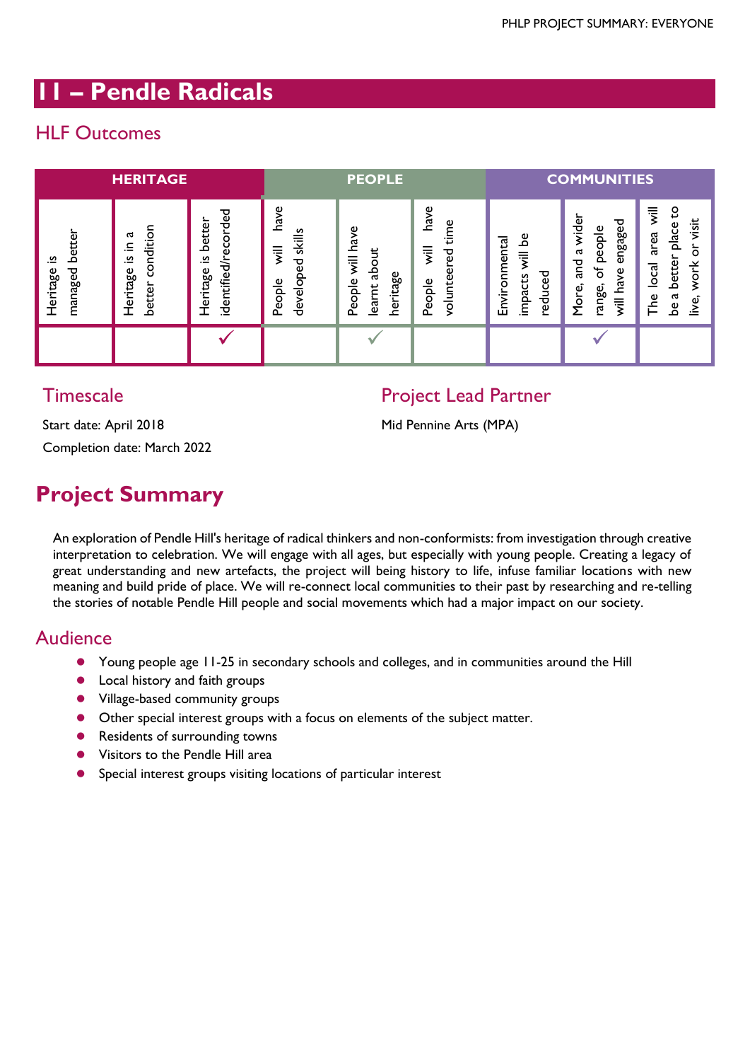# 11 – Pendle Radicals

## HLF Outcomes

| HERITAGE | | | PEOPLE | | | COMMUNITIES | | |
|---|---|---|---|---|---|---|---|---|
| Heritage is managed better | Heritage is in a better condition | Heritage is better identified/recorded | People will have developed skills | People will have learnt about heritage | People will have volunteered time | Environmental impacts will be reduced | More, and a wider range, of people will have engaged | The local area will be a better place to live, work or visit |
| | | ✓ | | ✓ | | | ✓ | |

## Timescale

Start date: April 2018

Completion date: March 2022

## Project Lead Partner

Mid Pennine Arts (MPA)

# Project Summary

An exploration of Pendle Hill's heritage of radical thinkers and non-conformists: from investigation through creative interpretation to celebration. We will engage with all ages, but especially with young people. Creating a legacy of great understanding and new artefacts, the project will being history to life, infuse familiar locations with new meaning and build pride of place. We will re-connect local communities to their past by researching and re-telling the stories of notable Pendle Hill people and social movements which had a major impact on our society.

## Audience

- Young people age 11-25 in secondary schools and colleges, and in communities around the Hill
- Local history and faith groups
- Village-based community groups
- Other special interest groups with a focus on elements of the subject matter.
- Residents of surrounding towns
- Visitors to the Pendle Hill area
- Special interest groups visiting locations of particular interest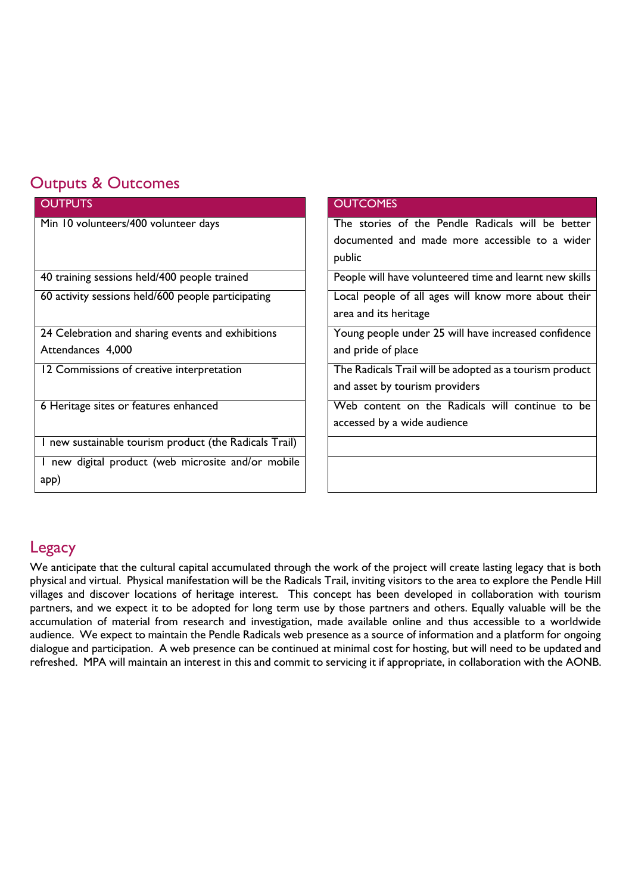## Outputs & Outcomes

| OUTPUTS | OUTCOMES |
|---|---|
| Min 10 volunteers/400 volunteer days | The stories of the Pendle Radicals will be better documented and made more accessible to a wider public |
| 40 training sessions held/400 people trained | People will have volunteered time and learnt new skills |
| 60 activity sessions held/600 people participating | Local people of all ages will know more about their area and its heritage |
| 24 Celebration and sharing events and exhibitions Attendances 4,000 | Young people under 25 will have increased confidence and pride of place |
| 12 Commissions of creative interpretation | The Radicals Trail will be adopted as a tourism product and asset by tourism providers |
| 6 Heritage sites or features enhanced | Web content on the Radicals will continue to be accessed by a wide audience |
| 1 new sustainable tourism product (the Radicals Trail) | |
| 1 new digital product (web microsite and/or mobile app) | |

## Legacy

We anticipate that the cultural capital accumulated through the work of the project will create lasting legacy that is both physical and virtual. Physical manifestation will be the Radicals Trail, inviting visitors to the area to explore the Pendle Hill villages and discover locations of heritage interest. This concept has been developed in collaboration with tourism partners, and we expect it to be adopted for long term use by those partners and others. Equally valuable will be the accumulation of material from research and investigation, made available online and thus accessible to a worldwide audience. We expect to maintain the Pendle Radicals web presence as a source of information and a platform for ongoing dialogue and participation. A web presence can be continued at minimal cost for hosting, but will need to be updated and refreshed. MPA will maintain an interest in this and commit to servicing it if appropriate, in collaboration with the AONB.